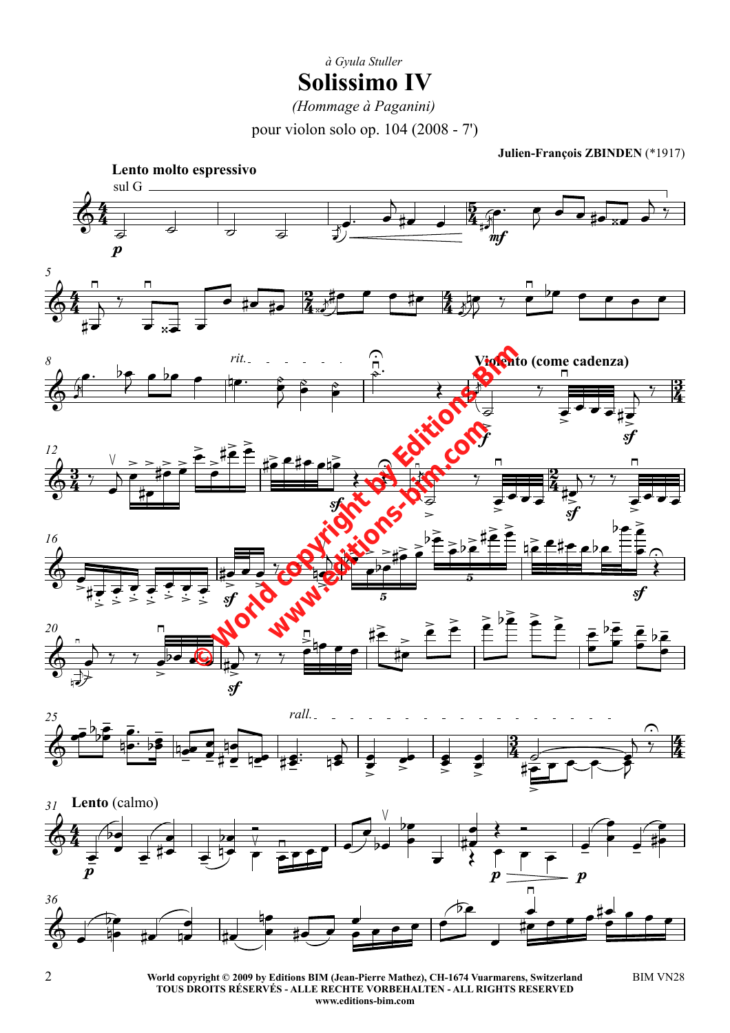*à Gyula Stuller*

# Solissimo IV

*(Hommage à Paganini)*

pour violon solo op. 104 (2008 - 7')

**Julien-François ZBINDEN** (*1917)

**Lento molto espressivo**

sul G

*rit.*

**Violento (come cadenza)**

*rall.*

**Lento** (calmo)

World copyright © 2009 by Editions BIM (Jean-Pierre Mathez), CH-1674 Vuarmarens, Switzerland
TOUS DROITS RÉSERVÉS - ALLE RECHTE VORBEHALTEN - ALL RIGHTS RESERVED
www.editions-bim.com

BIM VN28